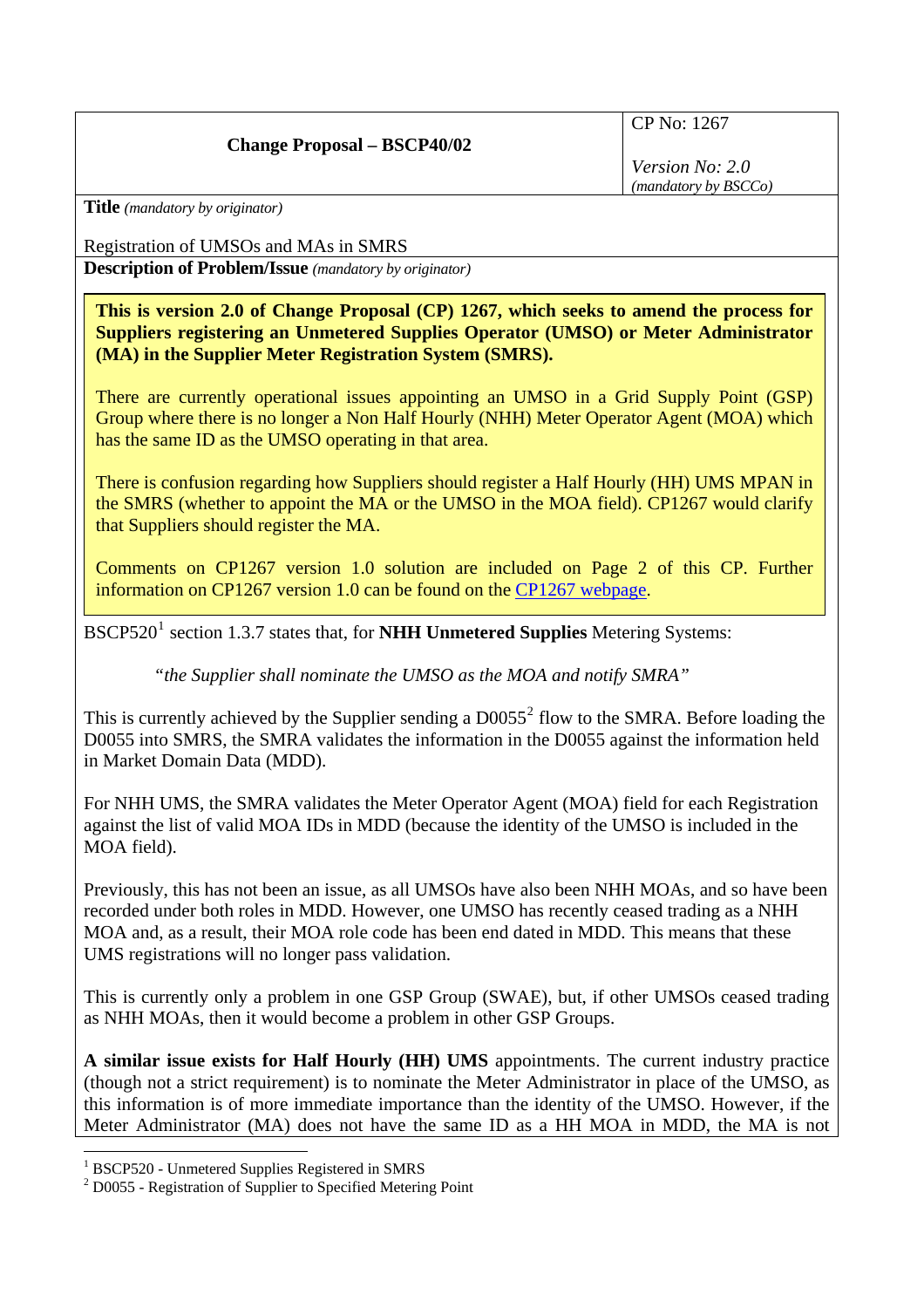| Change Proposal – BSCP40/02 | CP No: 1267<br><br>*Version No: 2.0*<br>*(mandatory by BSCCo)* |
|---|---|

**Title** *(mandatory by originator)*

Registration of UMSOs and MAs in SMRS

**Description of Problem/Issue** *(mandatory by originator)*

> **This is version 2.0 of Change Proposal (CP) 1267, which seeks to amend the process for Suppliers registering an Unmetered Supplies Operator (UMSO) or Meter Administrator (MA) in the Supplier Meter Registration System (SMRS).**
>
> There are currently operational issues appointing an UMSO in a Grid Supply Point (GSP) Group where there is no longer a Non Half Hourly (NHH) Meter Operator Agent (MOA) which has the same ID as the UMSO operating in that area.
>
> There is confusion regarding how Suppliers should register a Half Hourly (HH) UMS MPAN in the SMRS (whether to appoint the MA or the UMSO in the MOA field). CP1267 would clarify that Suppliers should register the MA.
>
> Comments on CP1267 version 1.0 solution are included on Page 2 of this CP. Further information on CP1267 version 1.0 can be found on the [CP1267 webpage](CP1267 webpage).

BSCP520[1] section 1.3.7 states that, for **NHH Unmetered Supplies** Metering Systems:

> *"the Supplier shall nominate the UMSO as the MOA and notify SMRA"*

This is currently achieved by the Supplier sending a D0055[2] flow to the SMRA. Before loading the D0055 into SMRS, the SMRA validates the information in the D0055 against the information held in Market Domain Data (MDD).

For NHH UMS, the SMRA validates the Meter Operator Agent (MOA) field for each Registration against the list of valid MOA IDs in MDD (because the identity of the UMSO is included in the MOA field).

Previously, this has not been an issue, as all UMSOs have also been NHH MOAs, and so have been recorded under both roles in MDD. However, one UMSO has recently ceased trading as a NHH MOA and, as a result, their MOA role code has been end dated in MDD. This means that these UMS registrations will no longer pass validation.

This is currently only a problem in one GSP Group (SWAE), but, if other UMSOs ceased trading as NHH MOAs, then it would become a problem in other GSP Groups.

**A similar issue exists for Half Hourly (HH) UMS** appointments. The current industry practice (though not a strict requirement) is to nominate the Meter Administrator in place of the UMSO, as this information is of more immediate importance than the identity of the UMSO. However, if the Meter Administrator (MA) does not have the same ID as a HH MOA in MDD, the MA is not

---

[1] BSCP520 - Unmetered Supplies Registered in SMRS

[2] D0055 - Registration of Supplier to Specified Metering Point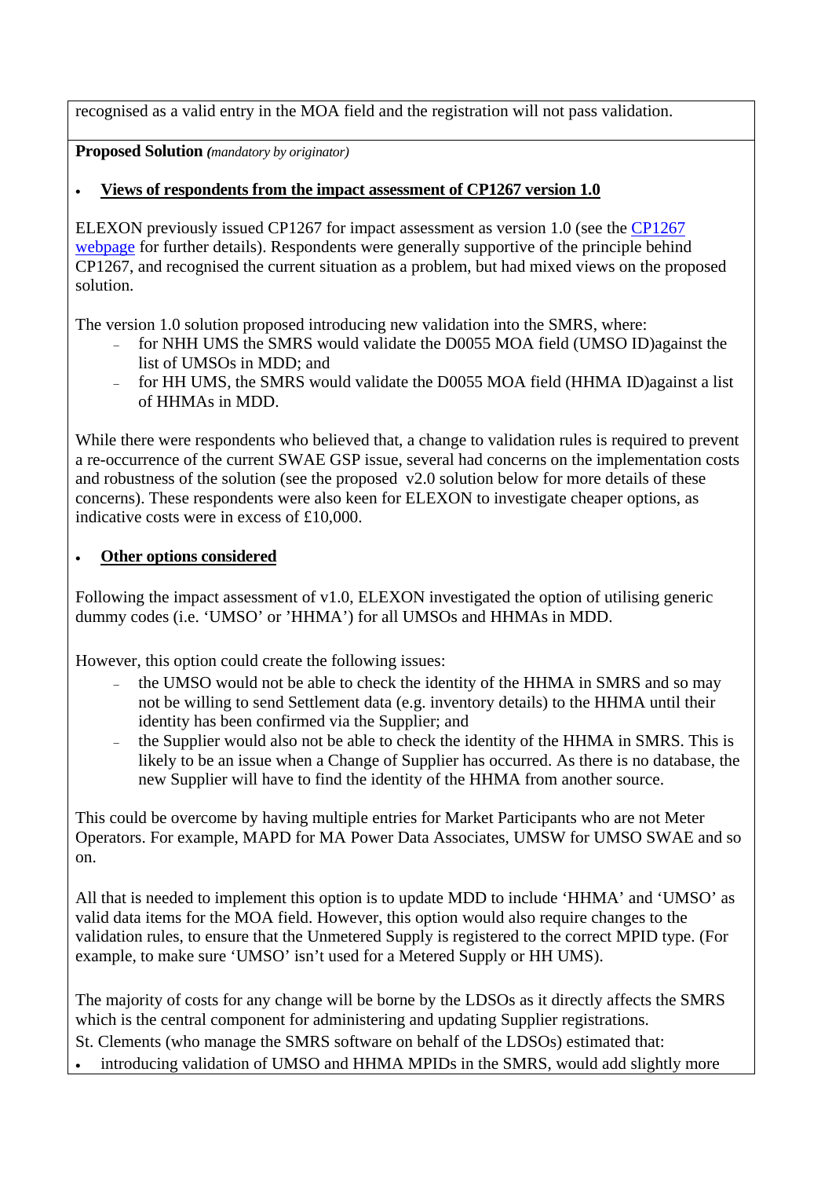recognised as a valid entry in the MOA field and the registration will not pass validation.

**Proposed Solution** *(mandatory by originator)*

- **Views of respondents from the impact assessment of CP1267 version 1.0**

ELEXON previously issued CP1267 for impact assessment as version 1.0 (see the CP1267 webpage for further details). Respondents were generally supportive of the principle behind CP1267, and recognised the current situation as a problem, but had mixed views on the proposed solution.

The version 1.0 solution proposed introducing new validation into the SMRS, where:

- for NHH UMS the SMRS would validate the D0055 MOA field (UMSO ID)against the list of UMSOs in MDD; and
- for HH UMS, the SMRS would validate the D0055 MOA field (HHMA ID)against a list of HHMAs in MDD.

While there were respondents who believed that, a change to validation rules is required to prevent a re-occurrence of the current SWAE GSP issue, several had concerns on the implementation costs and robustness of the solution (see the proposed v2.0 solution below for more details of these concerns). These respondents were also keen for ELEXON to investigate cheaper options, as indicative costs were in excess of £10,000.

- **Other options considered**

Following the impact assessment of v1.0, ELEXON investigated the option of utilising generic dummy codes (i.e. 'UMSO' or 'HHMA') for all UMSOs and HHMAs in MDD.

However, this option could create the following issues:

- the UMSO would not be able to check the identity of the HHMA in SMRS and so may not be willing to send Settlement data (e.g. inventory details) to the HHMA until their identity has been confirmed via the Supplier; and
- the Supplier would also not be able to check the identity of the HHMA in SMRS. This is likely to be an issue when a Change of Supplier has occurred. As there is no database, the new Supplier will have to find the identity of the HHMA from another source.

This could be overcome by having multiple entries for Market Participants who are not Meter Operators. For example, MAPD for MA Power Data Associates, UMSW for UMSO SWAE and so on.

All that is needed to implement this option is to update MDD to include 'HHMA' and 'UMSO' as valid data items for the MOA field. However, this option would also require changes to the validation rules, to ensure that the Unmetered Supply is registered to the correct MPID type. (For example, to make sure 'UMSO' isn't used for a Metered Supply or HH UMS).

The majority of costs for any change will be borne by the LDSOs as it directly affects the SMRS which is the central component for administering and updating Supplier registrations.

St. Clements (who manage the SMRS software on behalf of the LDSOs) estimated that:

- introducing validation of UMSO and HHMA MPIDs in the SMRS, would add slightly more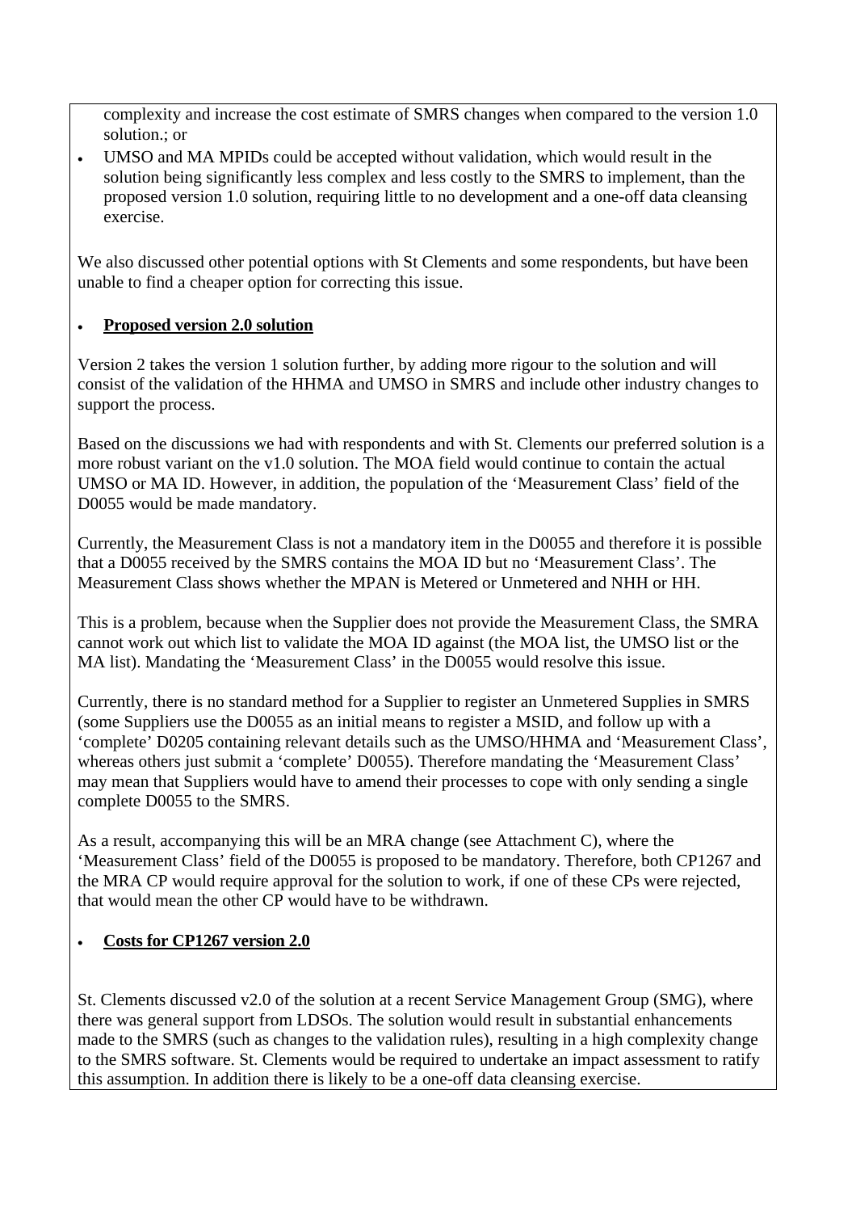complexity and increase the cost estimate of SMRS changes when compared to the version 1.0 solution.; or

- UMSO and MA MPIDs could be accepted without validation, which would result in the solution being significantly less complex and less costly to the SMRS to implement, than the proposed version 1.0 solution, requiring little to no development and a one-off data cleansing exercise.

We also discussed other potential options with St Clements and some respondents, but have been unable to find a cheaper option for correcting this issue.

- **Proposed version 2.0 solution**

Version 2 takes the version 1 solution further, by adding more rigour to the solution and will consist of the validation of the HHMA and UMSO in SMRS and include other industry changes to support the process.

Based on the discussions we had with respondents and with St. Clements our preferred solution is a more robust variant on the v1.0 solution. The MOA field would continue to contain the actual UMSO or MA ID. However, in addition, the population of the 'Measurement Class' field of the D0055 would be made mandatory.

Currently, the Measurement Class is not a mandatory item in the D0055 and therefore it is possible that a D0055 received by the SMRS contains the MOA ID but no 'Measurement Class'. The Measurement Class shows whether the MPAN is Metered or Unmetered and NHH or HH.

This is a problem, because when the Supplier does not provide the Measurement Class, the SMRA cannot work out which list to validate the MOA ID against (the MOA list, the UMSO list or the MA list). Mandating the 'Measurement Class' in the D0055 would resolve this issue.

Currently, there is no standard method for a Supplier to register an Unmetered Supplies in SMRS (some Suppliers use the D0055 as an initial means to register a MSID, and follow up with a 'complete' D0205 containing relevant details such as the UMSO/HHMA and 'Measurement Class', whereas others just submit a 'complete' D0055). Therefore mandating the 'Measurement Class' may mean that Suppliers would have to amend their processes to cope with only sending a single complete D0055 to the SMRS.

As a result, accompanying this will be an MRA change (see Attachment C), where the 'Measurement Class' field of the D0055 is proposed to be mandatory. Therefore, both CP1267 and the MRA CP would require approval for the solution to work, if one of these CPs were rejected, that would mean the other CP would have to be withdrawn.

- **Costs for CP1267 version 2.0**

St. Clements discussed v2.0 of the solution at a recent Service Management Group (SMG), where there was general support from LDSOs. The solution would result in substantial enhancements made to the SMRS (such as changes to the validation rules), resulting in a high complexity change to the SMRS software. St. Clements would be required to undertake an impact assessment to ratify this assumption. In addition there is likely to be a one-off data cleansing exercise.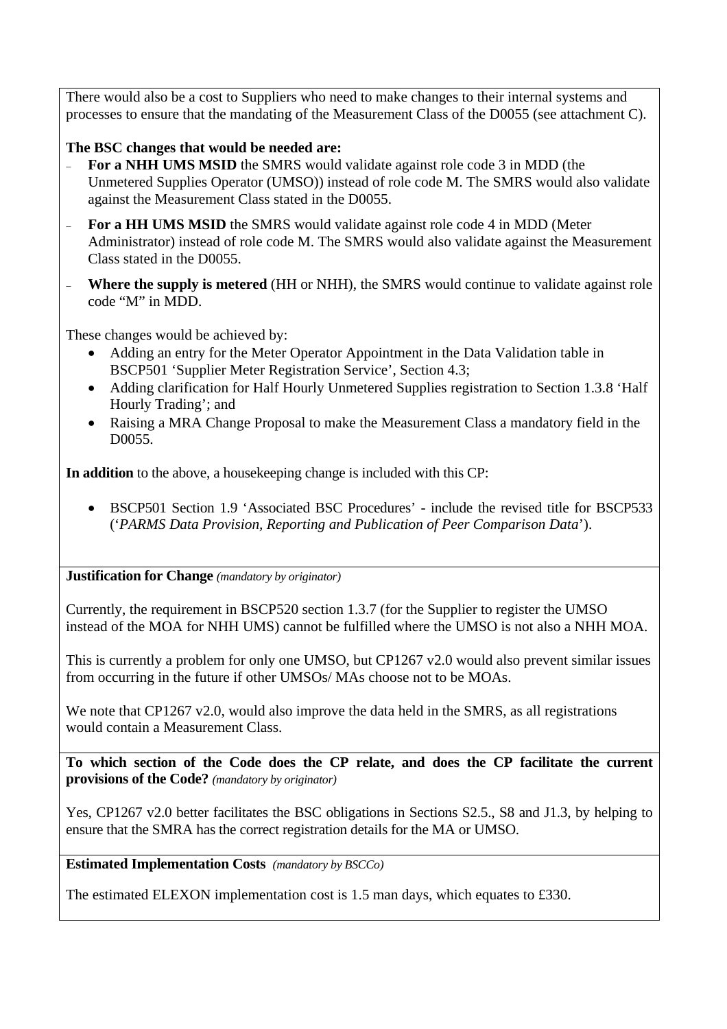There would also be a cost to Suppliers who need to make changes to their internal systems and processes to ensure that the mandating of the Measurement Class of the D0055 (see attachment C).

**The BSC changes that would be needed are:**

- **For a NHH UMS MSID** the SMRS would validate against role code 3 in MDD (the Unmetered Supplies Operator (UMSO)) instead of role code M. The SMRS would also validate against the Measurement Class stated in the D0055.
- **For a HH UMS MSID** the SMRS would validate against role code 4 in MDD (Meter Administrator) instead of role code M. The SMRS would also validate against the Measurement Class stated in the D0055.
- **Where the supply is metered** (HH or NHH), the SMRS would continue to validate against role code "M" in MDD.

These changes would be achieved by:

- Adding an entry for the Meter Operator Appointment in the Data Validation table in BSCP501 'Supplier Meter Registration Service', Section 4.3;
- Adding clarification for Half Hourly Unmetered Supplies registration to Section 1.3.8 'Half Hourly Trading'; and
- Raising a MRA Change Proposal to make the Measurement Class a mandatory field in the D0055.

**In addition** to the above, a housekeeping change is included with this CP:

- BSCP501 Section 1.9 'Associated BSC Procedures' - include the revised title for BSCP533 ('*PARMS Data Provision, Reporting and Publication of Peer Comparison Data*').

**Justification for Change** *(mandatory by originator)*

Currently, the requirement in BSCP520 section 1.3.7 (for the Supplier to register the UMSO instead of the MOA for NHH UMS) cannot be fulfilled where the UMSO is not also a NHH MOA.

This is currently a problem for only one UMSO, but CP1267 v2.0 would also prevent similar issues from occurring in the future if other UMSOs/ MAs choose not to be MOAs.

We note that CP1267 v2.0, would also improve the data held in the SMRS, as all registrations would contain a Measurement Class.

**To which section of the Code does the CP relate, and does the CP facilitate the current provisions of the Code?** *(mandatory by originator)*

Yes, CP1267 v2.0 better facilitates the BSC obligations in Sections S2.5., S8 and J1.3, by helping to ensure that the SMRA has the correct registration details for the MA or UMSO.

**Estimated Implementation Costs** *(mandatory by BSCCo)*

The estimated ELEXON implementation cost is 1.5 man days, which equates to £330.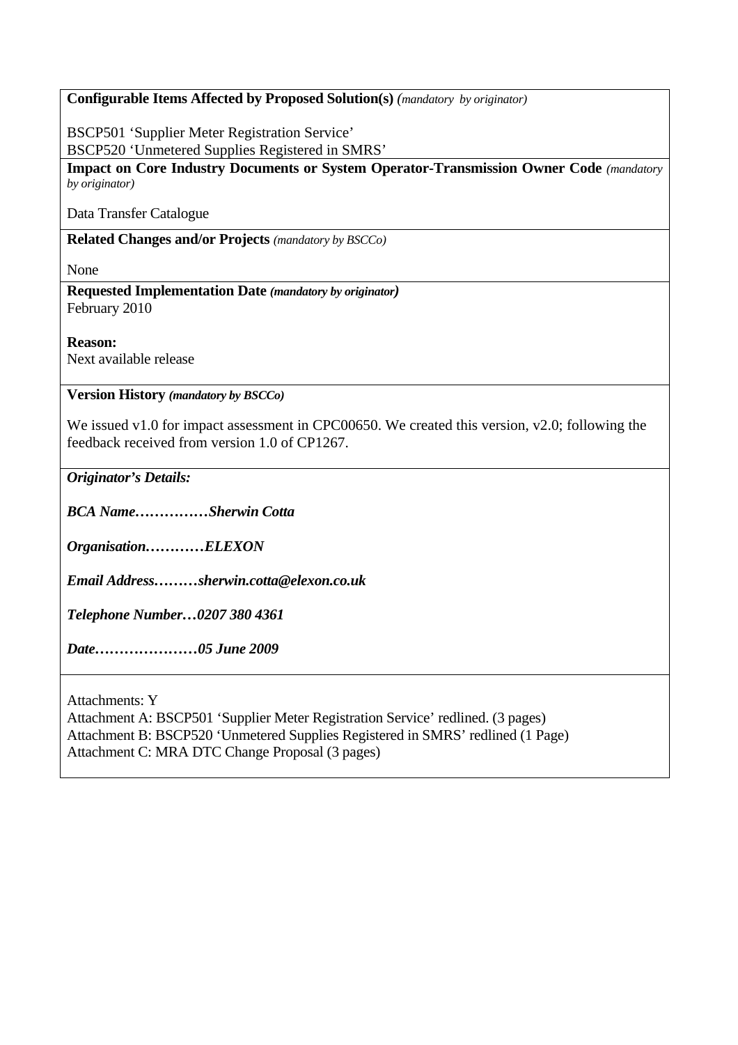**Configurable Items Affected by Proposed Solution(s)** *(mandatory by originator)*

BSCP501 'Supplier Meter Registration Service'
BSCP520 'Unmetered Supplies Registered in SMRS'

**Impact on Core Industry Documents or System Operator-Transmission Owner Code** *(mandatory by originator)*

Data Transfer Catalogue

**Related Changes and/or Projects** *(mandatory by BSCCo)*

None

**Requested Implementation Date** ***(mandatory by originator)***
February 2010

**Reason:**
Next available release

**Version History** ***(mandatory by BSCCo)***

We issued v1.0 for impact assessment in CPC00650. We created this version, v2.0; following the feedback received from version 1.0 of CP1267.

***Originator's Details:***

***BCA Name……………Sherwin Cotta***

***Organisation…………ELEXON***

***Email Address………sherwin.cotta@elexon.co.uk***

***Telephone Number…0207 380 4361***

***Date…………………05 June 2009***

Attachments: Y
Attachment A: BSCP501 'Supplier Meter Registration Service' redlined. (3 pages)
Attachment B: BSCP520 'Unmetered Supplies Registered in SMRS' redlined (1 Page)
Attachment C: MRA DTC Change Proposal (3 pages)